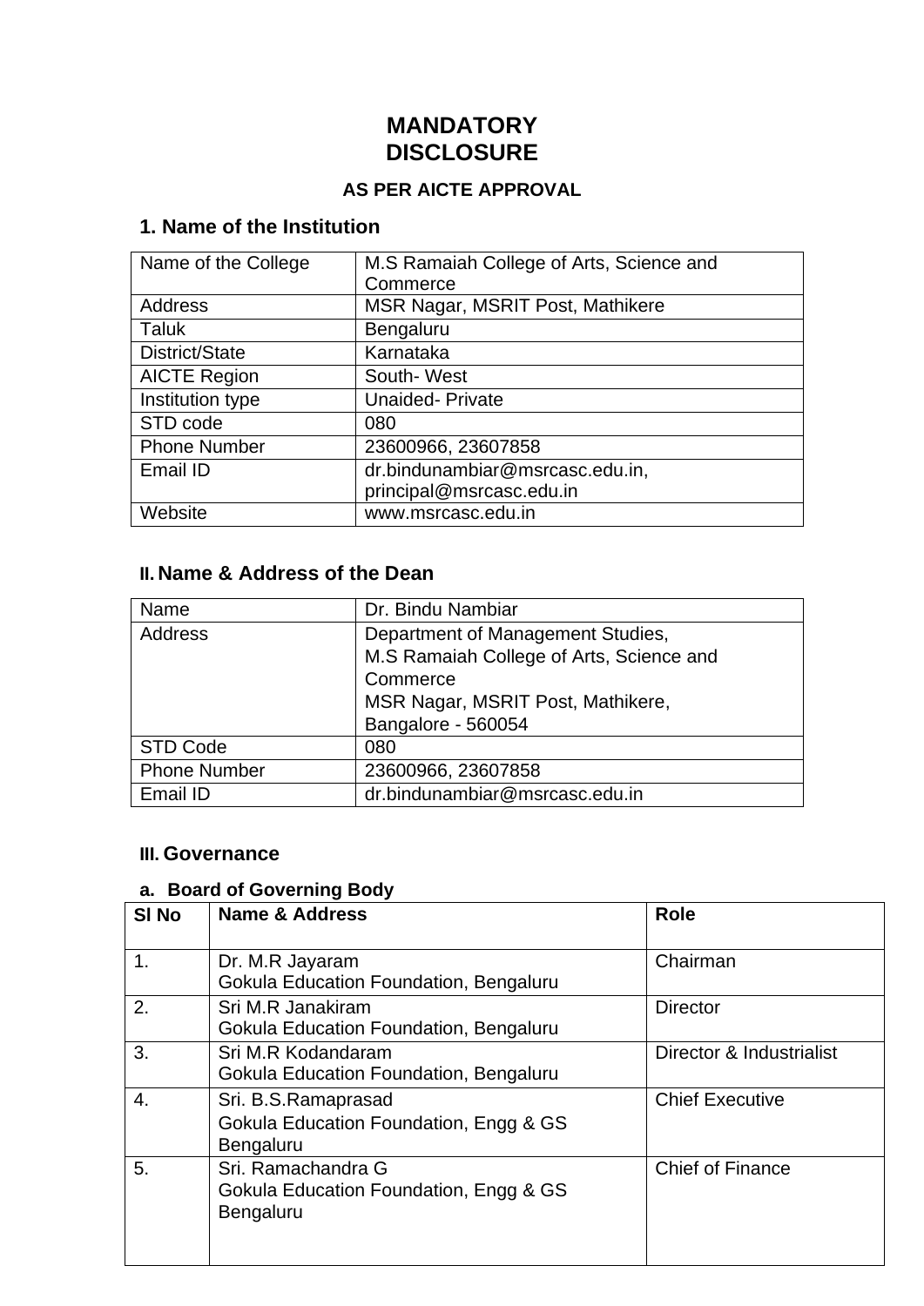# MANDATORY DISCLOSURE

### AS PER AICTE APPROVAL

## 1. Name of the Institution

| Name of the College | M.S Ramaiah College of Arts, Science and Commerce |
|---|---|
| Address | MSR Nagar, MSRIT Post, Mathikere |
| Taluk | Bengaluru |
| District/State | Karnataka |
| AICTE Region | South- West |
| Institution type | Unaided- Private |
| STD code | 080 |
| Phone Number | 23600966, 23607858 |
| Email ID | dr.bindunambiar@msrcasc.edu.in, principal@msrcasc.edu.in |
| Website | www.msrcasc.edu.in |

## II. Name & Address of the Dean

| Name | Dr. Bindu Nambiar |
|---|---|
| Address | Department of Management Studies,<br>M.S Ramaiah College of Arts, Science and Commerce<br>MSR Nagar, MSRIT Post, Mathikere,<br>Bangalore - 560054 |
| STD Code | 080 |
| Phone Number | 23600966, 23607858 |
| Email ID | dr.bindunambiar@msrcasc.edu.in |

## III. Governance

### a. Board of Governing Body

| Sl No | Name & Address | Role |
|---|---|---|
| 1. | Dr. M.R Jayaram<br>Gokula Education Foundation, Bengaluru | Chairman |
| 2. | Sri M.R Janakiram<br>Gokula Education Foundation, Bengaluru | Director |
| 3. | Sri M.R Kodandaram<br>Gokula Education Foundation, Bengaluru | Director & Industrialist |
| 4. | Sri. B.S.Ramaprasad<br>Gokula Education Foundation, Engg & GS<br>Bengaluru | Chief Executive |
| 5. | Sri. Ramachandra G<br>Gokula Education Foundation, Engg & GS<br>Bengaluru | Chief of Finance |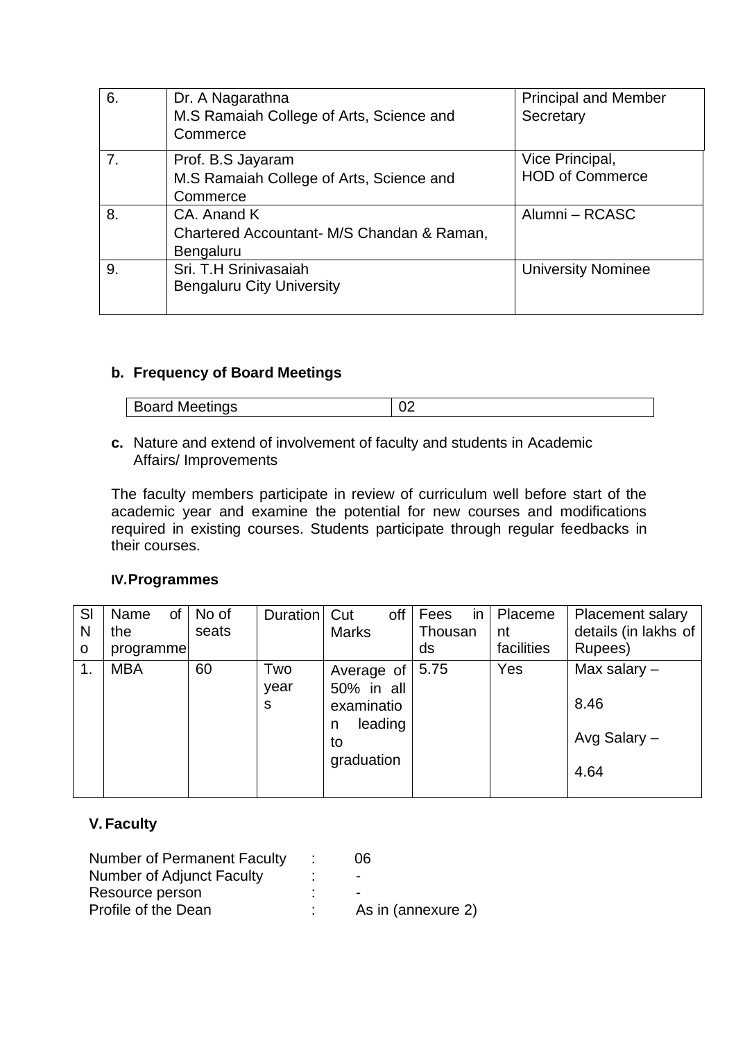| 6. | Dr. A Nagarathna<br>M.S Ramaiah College of Arts, Science and Commerce | Principal and Member Secretary |
|---|---|---|
| 7. | Prof. B.S Jayaram<br>M.S Ramaiah College of Arts, Science and Commerce | Vice Principal,<br>HOD of Commerce |
| 8. | CA. Anand K<br>Chartered Accountant- M/S Chandan & Raman, Bengaluru | Alumni – RCASC |
| 9. | Sri. T.H Srinivasaiah<br>Bengaluru City University | University Nominee |

**b. Frequency of Board Meetings**

| Board Meetings | 02 |
|---|---|

**c.** Nature and extend of involvement of faculty and students in Academic Affairs/ Improvements

The faculty members participate in review of curriculum well before start of the academic year and examine the potential for new courses and modifications required in existing courses. Students participate through regular feedbacks in their courses.

**IV. Programmes**

| Sl No | Name of the programme | No of seats | Duration | Cut off Marks | Fees in Thousands | Placement facilities | Placement salary details (in lakhs of Rupees) |
|---|---|---|---|---|---|---|---|
| 1. | MBA | 60 | Two years | Average of 50% in all examination leading to graduation | 5.75 | Yes | Max salary – 8.46<br>Avg Salary – 4.64 |

**V. Faculty**

Number of Permanent Faculty : 06
Number of Adjunct Faculty : -
Resource person : -
Profile of the Dean : As in (annexure 2)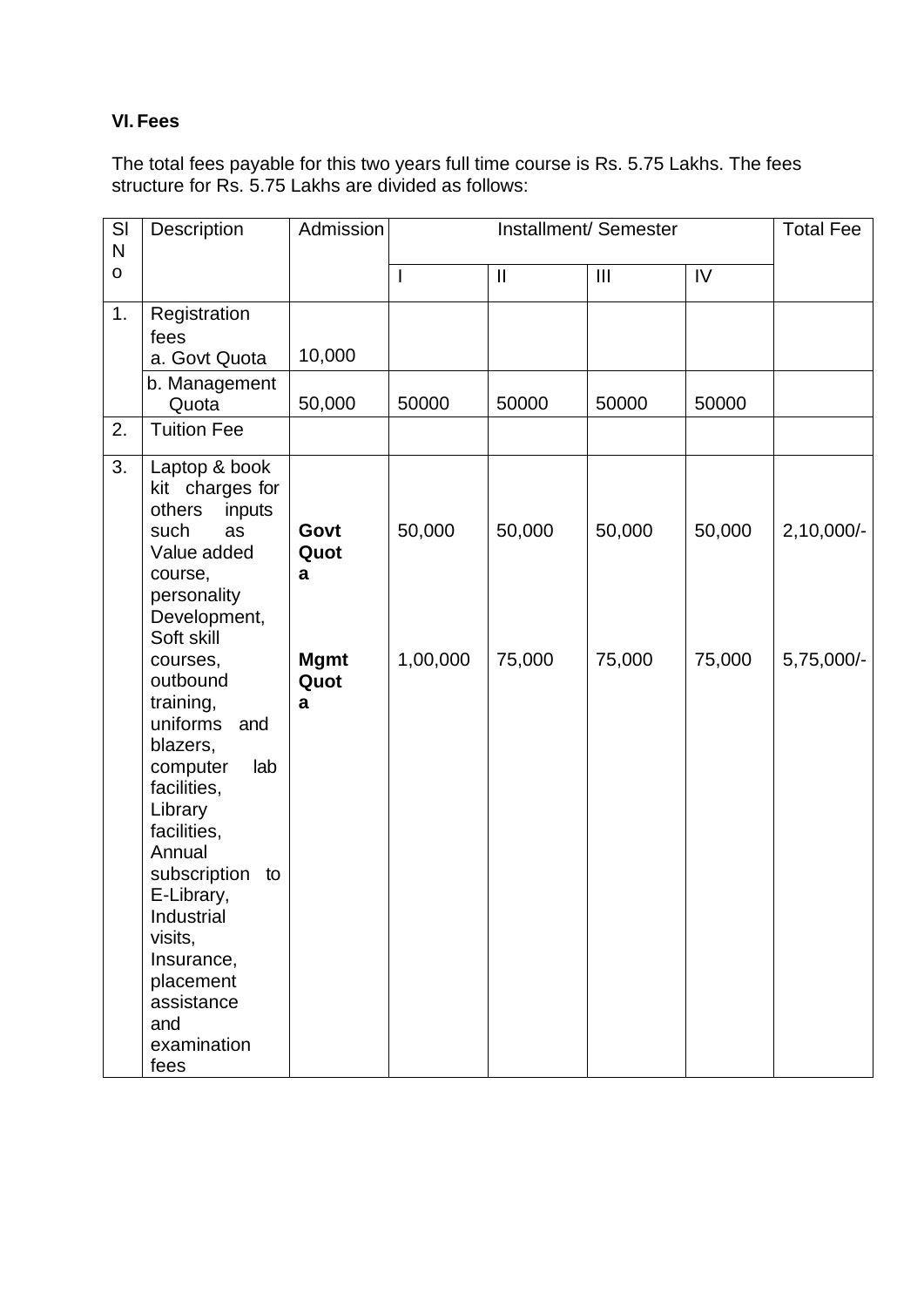### VI. Fees

The total fees payable for this two years full time course is Rs. 5.75 Lakhs. The fees structure for Rs. 5.75 Lakhs are divided as follows:

| Sl No | Description | Admission | Installment/ Semester | | | | Total Fee |
|---|---|---|---|---|---|---|---|
| | | | I | II | III | IV | |
| 1. | Registration fees a. Govt Quota | 10,000 | | | | | |
| | b. Management Quota | 50,000 | 50000 | 50000 | 50000 | 50000 | |
| 2. | Tuition Fee | | | | | | |
| 3. | Laptop & book kit charges for others inputs such as Value added course, personality Development, Soft skill courses, outbound training, uniforms and blazers, computer lab facilities, Library facilities, Annual subscription to E-Library, Industrial visits, Insurance, placement assistance and examination fees | **Govt Quota** | 50,000 | 50,000 | 50,000 | 50,000 | 2,10,000/- |
| | | **Mgmt Quota** | 1,00,000 | 75,000 | 75,000 | 75,000 | 5,75,000/- |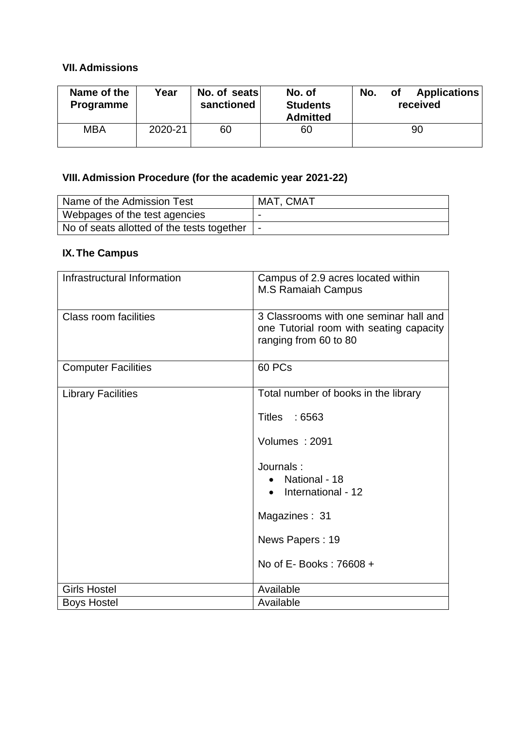## VII. Admissions

| Name of the Programme | Year | No. of seats sanctioned | No. of Students Admitted | No. of Applications received |
|---|---|---|---|---|
| MBA | 2020-21 | 60 | 60 | 90 |

## VIII. Admission Procedure (for the academic year 2021-22)

| Name of the Admission Test | MAT, CMAT |
|---|---|
| Webpages of the test agencies | - |
| No of seats allotted of the tests together | - |

## IX. The Campus

| Infrastructural Information | Campus of 2.9 acres located within M.S Ramaiah Campus |
|---|---|
| Class room facilities | 3 Classrooms with one seminar hall and one Tutorial room with seating capacity ranging from 60 to 80 |
| Computer Facilities | 60 PCs |
| Library Facilities | Total number of books in the library<br><br>Titles : 6563<br><br>Volumes : 2091<br><br>Journals :<br>• National - 18<br>• International - 12<br><br>Magazines : 31<br><br>News Papers : 19<br><br>No of E- Books : 76608 + |
| Girls Hostel | Available |
| Boys Hostel | Available |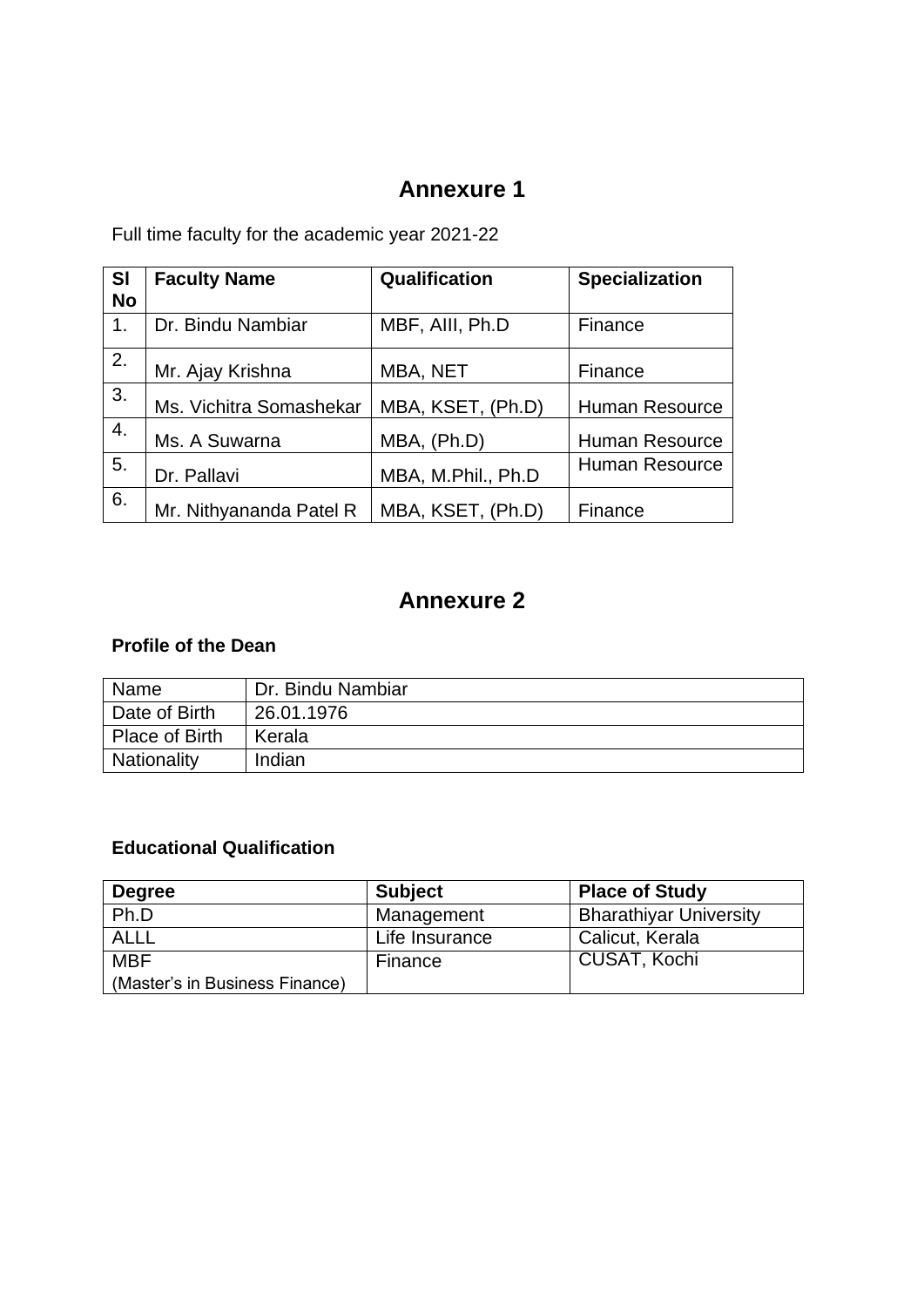# Annexure 1

Full time faculty for the academic year 2021-22

| Sl No | Faculty Name | Qualification | Specialization |
|---|---|---|---|
| 1. | Dr. Bindu Nambiar | MBF, AIII, Ph.D | Finance |
| 2. | Mr. Ajay Krishna | MBA, NET | Finance |
| 3. | Ms. Vichitra Somashekar | MBA, KSET, (Ph.D) | Human Resource |
| 4. | Ms. A Suwarna | MBA, (Ph.D) | Human Resource |
| 5. | Dr. Pallavi | MBA, M.Phil., Ph.D | Human Resource |
| 6. | Mr. Nithyananda Patel R | MBA, KSET, (Ph.D) | Finance |

# Annexure 2

**Profile of the Dean**

| Name | Dr. Bindu Nambiar |
|---|---|
| Date of Birth | 26.01.1976 |
| Place of Birth | Kerala |
| Nationality | Indian |

**Educational Qualification**

| Degree | Subject | Place of Study |
|---|---|---|
| Ph.D | Management | Bharathiyar University |
| ALLL | Life Insurance | Calicut, Kerala |
| MBF (Master's in Business Finance) | Finance | CUSAT, Kochi |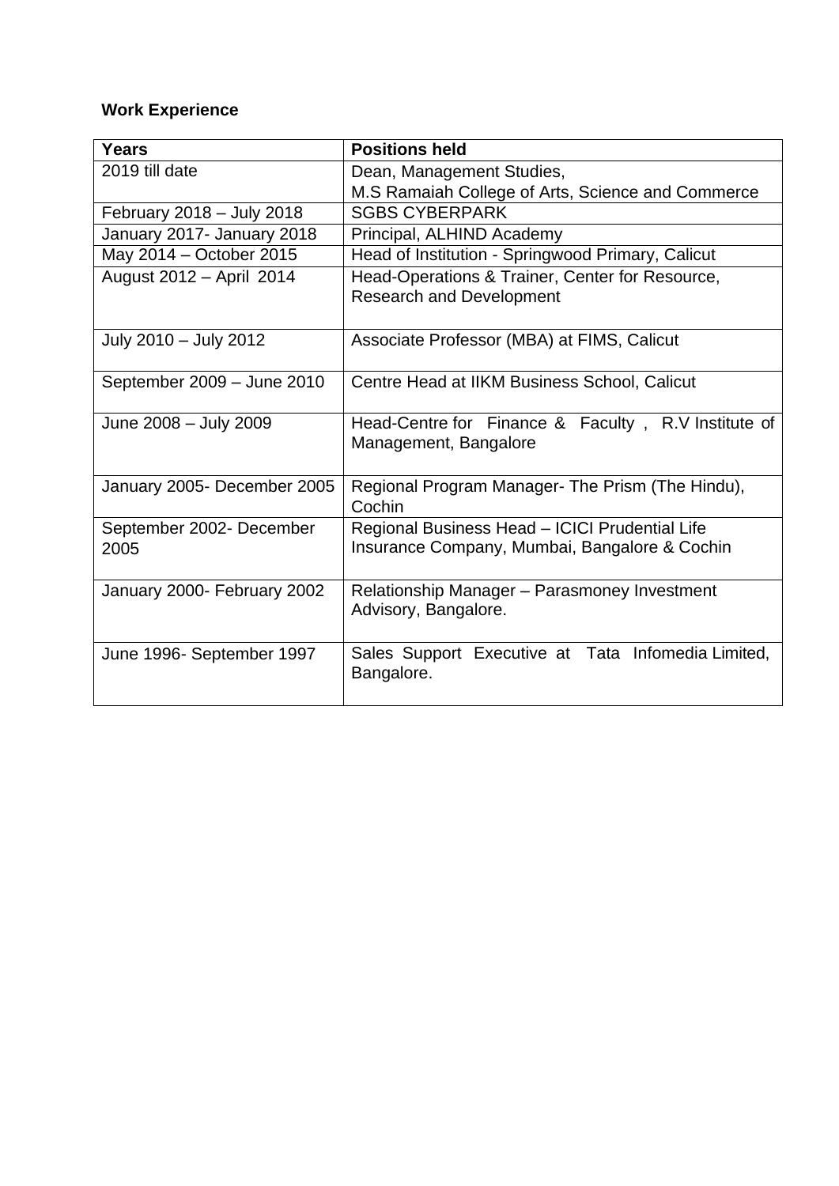**Work Experience**

| Years | Positions held |
|---|---|
| 2019 till date | Dean, Management Studies, M.S Ramaiah College of Arts, Science and Commerce |
| February 2018 – July 2018 | SGBS CYBERPARK |
| January 2017- January 2018 | Principal, ALHIND Academy |
| May 2014 – October 2015 | Head of Institution - Springwood Primary, Calicut |
| August 2012 – April 2014 | Head-Operations & Trainer, Center for Resource, Research and Development |
| July 2010 – July 2012 | Associate Professor (MBA) at FIMS, Calicut |
| September 2009 – June 2010 | Centre Head at IIKM Business School, Calicut |
| June 2008 – July 2009 | Head-Centre for Finance & Faculty , R.V Institute of Management, Bangalore |
| January 2005- December 2005 | Regional Program Manager- The Prism (The Hindu), Cochin |
| September 2002- December 2005 | Regional Business Head – ICICI Prudential Life Insurance Company, Mumbai, Bangalore & Cochin |
| January 2000- February 2002 | Relationship Manager – Parasmoney Investment Advisory, Bangalore. |
| June 1996- September 1997 | Sales Support Executive at Tata Infomedia Limited, Bangalore. |